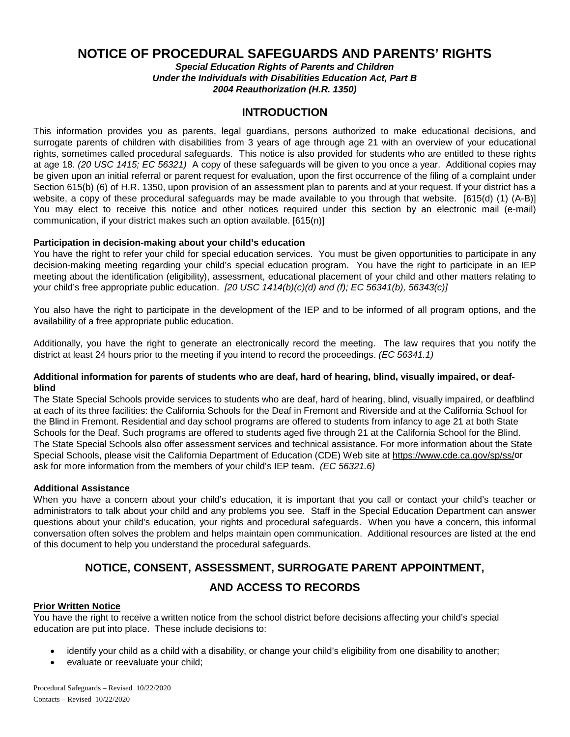# NOTICE OF PROCEDURAL SAFEGUARDS AND PARENTS' RIGHTS

***Special Education Rights of Parents and Children***
***Under the Individuals with Disabilities Education Act, Part B***
***2004 Reauthorization (H.R. 1350)***

## INTRODUCTION

This information provides you as parents, legal guardians, persons authorized to make educational decisions, and surrogate parents of children with disabilities from 3 years of age through age 21 with an overview of your educational rights, sometimes called procedural safeguards. This notice is also provided for students who are entitled to these rights at age 18. *(20 USC 1415; EC 56321)* A copy of these safeguards will be given to you once a year. Additional copies may be given upon an initial referral or parent request for evaluation, upon the first occurrence of the filing of a complaint under Section 615(b) (6) of H.R. 1350, upon provision of an assessment plan to parents and at your request. If your district has a website, a copy of these procedural safeguards may be made available to you through that website. [615(d) (1) (A-B)] You may elect to receive this notice and other notices required under this section by an electronic mail (e-mail) communication, if your district makes such an option available. [615(n)]

**Participation in decision-making about your child's education**

You have the right to refer your child for special education services. You must be given opportunities to participate in any decision-making meeting regarding your child's special education program. You have the right to participate in an IEP meeting about the identification (eligibility), assessment, educational placement of your child and other matters relating to your child's free appropriate public education. *[20 USC 1414(b)(c)(d) and (f); EC 56341(b), 56343(c)]*

You also have the right to participate in the development of the IEP and to be informed of all program options, and the availability of a free appropriate public education.

Additionally, you have the right to generate an electronically record the meeting. The law requires that you notify the district at least 24 hours prior to the meeting if you intend to record the proceedings. *(EC 56341.1)*

**Additional information for parents of students who are deaf, hard of hearing, blind, visually impaired, or deaf-blind**

The State Special Schools provide services to students who are deaf, hard of hearing, blind, visually impaired, or deafblind at each of its three facilities: the California Schools for the Deaf in Fremont and Riverside and at the California School for the Blind in Fremont. Residential and day school programs are offered to students from infancy to age 21 at both State Schools for the Deaf. Such programs are offered to students aged five through 21 at the California School for the Blind. The State Special Schools also offer assessment services and technical assistance. For more information about the State Special Schools, please visit the California Department of Education (CDE) Web site at https://www.cde.ca.gov/sp/ss/or ask for more information from the members of your child's IEP team. *(EC 56321.6)*

**Additional Assistance**

When you have a concern about your child's education, it is important that you call or contact your child's teacher or administrators to talk about your child and any problems you see. Staff in the Special Education Department can answer questions about your child's education, your rights and procedural safeguards. When you have a concern, this informal conversation often solves the problem and helps maintain open communication. Additional resources are listed at the end of this document to help you understand the procedural safeguards.

## NOTICE, CONSENT, ASSESSMENT, SURROGATE PARENT APPOINTMENT, AND ACCESS TO RECORDS

**Prior Written Notice**

You have the right to receive a written notice from the school district before decisions affecting your child's special education are put into place. These include decisions to:

- identify your child as a child with a disability, or change your child's eligibility from one disability to another;
- evaluate or reevaluate your child;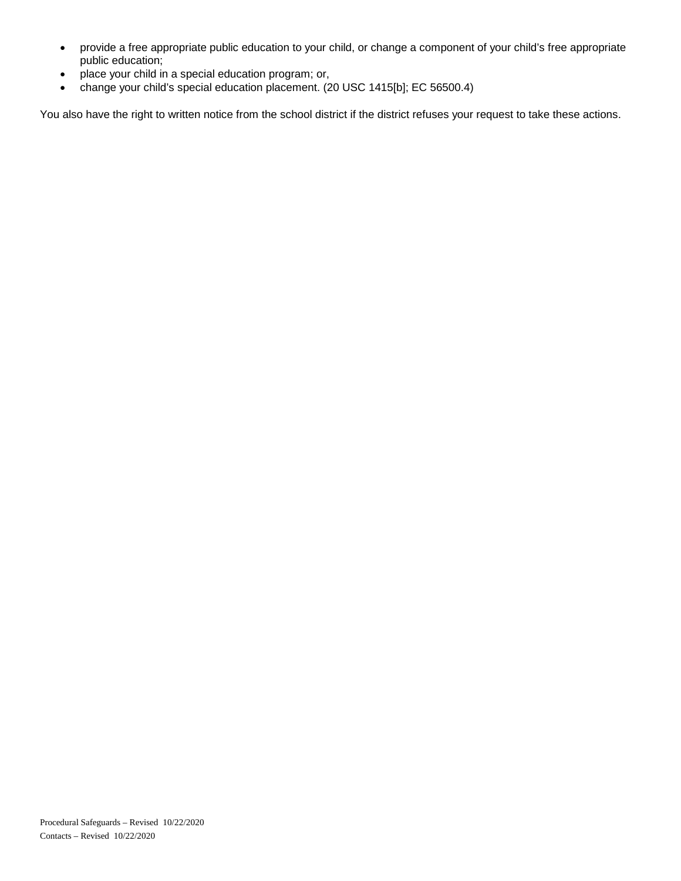- provide a free appropriate public education to your child, or change a component of your child's free appropriate public education;
- place your child in a special education program; or,
- change your child's special education placement. (20 USC 1415[b]; EC 56500.4)

You also have the right to written notice from the school district if the district refuses your request to take these actions.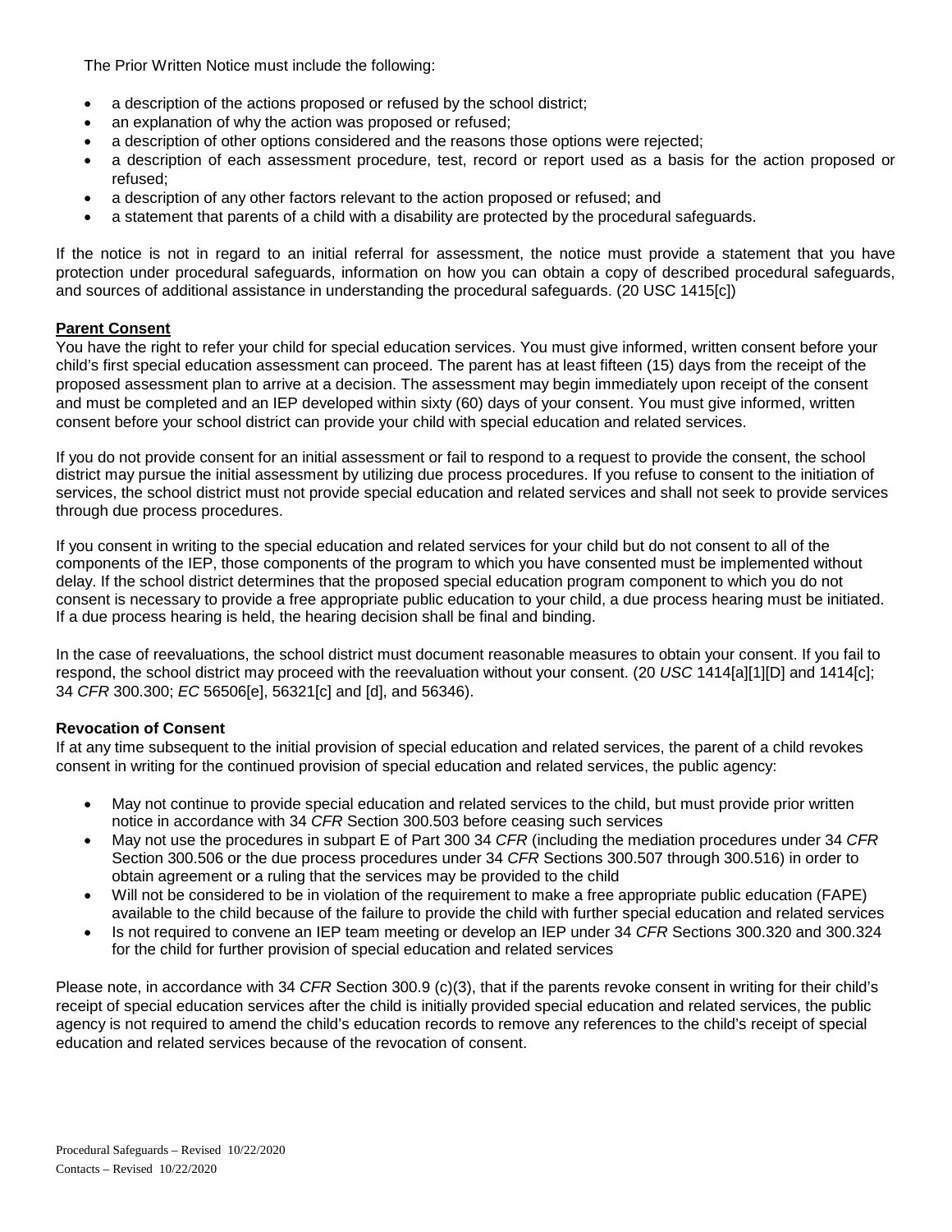The Prior Written Notice must include the following:

- a description of the actions proposed or refused by the school district;
- an explanation of why the action was proposed or refused;
- a description of other options considered and the reasons those options were rejected;
- a description of each assessment procedure, test, record or report used as a basis for the action proposed or refused;
- a description of any other factors relevant to the action proposed or refused; and
- a statement that parents of a child with a disability are protected by the procedural safeguards.

If the notice is not in regard to an initial referral for assessment, the notice must provide a statement that you have protection under procedural safeguards, information on how you can obtain a copy of described procedural safeguards, and sources of additional assistance in understanding the procedural safeguards. (20 USC 1415[c])

**Parent Consent**

You have the right to refer your child for special education services. You must give informed, written consent before your child's first special education assessment can proceed. The parent has at least fifteen (15) days from the receipt of the proposed assessment plan to arrive at a decision. The assessment may begin immediately upon receipt of the consent and must be completed and an IEP developed within sixty (60) days of your consent. You must give informed, written consent before your school district can provide your child with special education and related services.

If you do not provide consent for an initial assessment or fail to respond to a request to provide the consent, the school district may pursue the initial assessment by utilizing due process procedures. If you refuse to consent to the initiation of services, the school district must not provide special education and related services and shall not seek to provide services through due process procedures.

If you consent in writing to the special education and related services for your child but do not consent to all of the components of the IEP, those components of the program to which you have consented must be implemented without delay. If the school district determines that the proposed special education program component to which you do not consent is necessary to provide a free appropriate public education to your child, a due process hearing must be initiated. If a due process hearing is held, the hearing decision shall be final and binding.

In the case of reevaluations, the school district must document reasonable measures to obtain your consent. If you fail to respond, the school district may proceed with the reevaluation without your consent. (20 *USC* 1414[a][1][D] and 1414[c]; 34 *CFR* 300.300; *EC* 56506[e], 56321[c] and [d], and 56346).

**Revocation of Consent**

If at any time subsequent to the initial provision of special education and related services, the parent of a child revokes consent in writing for the continued provision of special education and related services, the public agency:

- May not continue to provide special education and related services to the child, but must provide prior written notice in accordance with 34 *CFR* Section 300.503 before ceasing such services
- May not use the procedures in subpart E of Part 300 34 *CFR* (including the mediation procedures under 34 *CFR* Section 300.506 or the due process procedures under 34 *CFR* Sections 300.507 through 300.516) in order to obtain agreement or a ruling that the services may be provided to the child
- Will not be considered to be in violation of the requirement to make a free appropriate public education (FAPE) available to the child because of the failure to provide the child with further special education and related services
- Is not required to convene an IEP team meeting or develop an IEP under 34 *CFR* Sections 300.320 and 300.324 for the child for further provision of special education and related services

Please note, in accordance with 34 *CFR* Section 300.9 (c)(3), that if the parents revoke consent in writing for their child's receipt of special education services after the child is initially provided special education and related services, the public agency is not required to amend the child's education records to remove any references to the child's receipt of special education and related services because of the revocation of consent.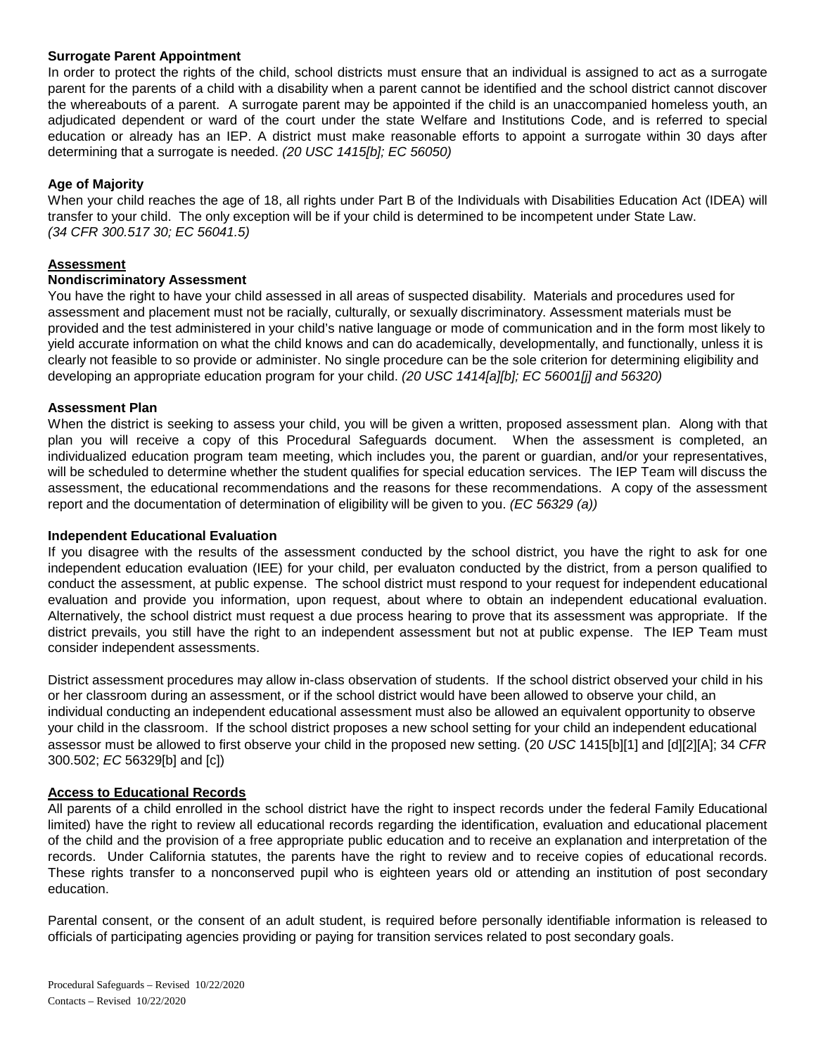**Surrogate Parent Appointment**

In order to protect the rights of the child, school districts must ensure that an individual is assigned to act as a surrogate parent for the parents of a child with a disability when a parent cannot be identified and the school district cannot discover the whereabouts of a parent. A surrogate parent may be appointed if the child is an unaccompanied homeless youth, an adjudicated dependent or ward of the court under the state Welfare and Institutions Code, and is referred to special education or already has an IEP. A district must make reasonable efforts to appoint a surrogate within 30 days after determining that a surrogate is needed. *(20 USC 1415[b]; EC 56050)*

**Age of Majority**

When your child reaches the age of 18, all rights under Part B of the Individuals with Disabilities Education Act (IDEA) will transfer to your child. The only exception will be if your child is determined to be incompetent under State Law. *(34 CFR 300.517 30; EC 56041.5)*

## Assessment

**Nondiscriminatory Assessment**

You have the right to have your child assessed in all areas of suspected disability. Materials and procedures used for assessment and placement must not be racially, culturally, or sexually discriminatory. Assessment materials must be provided and the test administered in your child's native language or mode of communication and in the form most likely to yield accurate information on what the child knows and can do academically, developmentally, and functionally, unless it is clearly not feasible to so provide or administer. No single procedure can be the sole criterion for determining eligibility and developing an appropriate education program for your child. *(20 USC 1414[a][b]; EC 56001[j] and 56320)*

**Assessment Plan**

When the district is seeking to assess your child, you will be given a written, proposed assessment plan. Along with that plan you will receive a copy of this Procedural Safeguards document. When the assessment is completed, an individualized education program team meeting, which includes you, the parent or guardian, and/or your representatives, will be scheduled to determine whether the student qualifies for special education services. The IEP Team will discuss the assessment, the educational recommendations and the reasons for these recommendations. A copy of the assessment report and the documentation of determination of eligibility will be given to you. *(EC 56329 (a))*

**Independent Educational Evaluation**

If you disagree with the results of the assessment conducted by the school district, you have the right to ask for one independent education evaluation (IEE) for your child, per evaluaton conducted by the district, from a person qualified to conduct the assessment, at public expense. The school district must respond to your request for independent educational evaluation and provide you information, upon request, about where to obtain an independent educational evaluation. Alternatively, the school district must request a due process hearing to prove that its assessment was appropriate. If the district prevails, you still have the right to an independent assessment but not at public expense. The IEP Team must consider independent assessments.

District assessment procedures may allow in-class observation of students. If the school district observed your child in his or her classroom during an assessment, or if the school district would have been allowed to observe your child, an individual conducting an independent educational assessment must also be allowed an equivalent opportunity to observe your child in the classroom. If the school district proposes a new school setting for your child an independent educational assessor must be allowed to first observe your child in the proposed new setting. (20 *USC* 1415[b][1] and [d][2][A]; 34 *CFR* 300.502; *EC* 56329[b] and [c])

## Access to Educational Records

All parents of a child enrolled in the school district have the right to inspect records under the federal Family Educational limited) have the right to review all educational records regarding the identification, evaluation and educational placement of the child and the provision of a free appropriate public education and to receive an explanation and interpretation of the records. Under California statutes, the parents have the right to review and to receive copies of educational records. These rights transfer to a nonconserved pupil who is eighteen years old or attending an institution of post secondary education.

Parental consent, or the consent of an adult student, is required before personally identifiable information is released to officials of participating agencies providing or paying for transition services related to post secondary goals.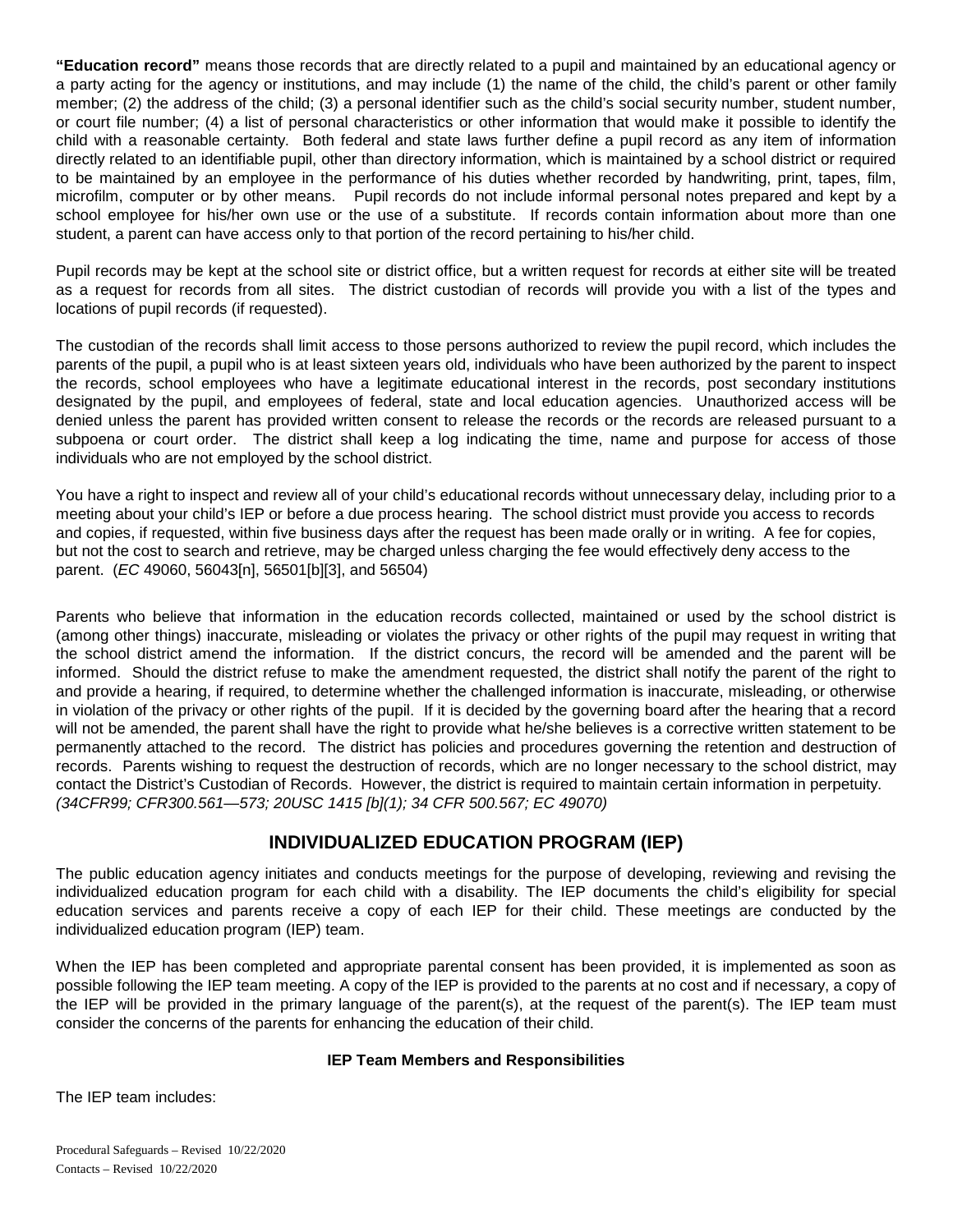**"Education record"** means those records that are directly related to a pupil and maintained by an educational agency or a party acting for the agency or institutions, and may include (1) the name of the child, the child's parent or other family member; (2) the address of the child; (3) a personal identifier such as the child's social security number, student number, or court file number; (4) a list of personal characteristics or other information that would make it possible to identify the child with a reasonable certainty. Both federal and state laws further define a pupil record as any item of information directly related to an identifiable pupil, other than directory information, which is maintained by a school district or required to be maintained by an employee in the performance of his duties whether recorded by handwriting, print, tapes, film, microfilm, computer or by other means. Pupil records do not include informal personal notes prepared and kept by a school employee for his/her own use or the use of a substitute. If records contain information about more than one student, a parent can have access only to that portion of the record pertaining to his/her child.

Pupil records may be kept at the school site or district office, but a written request for records at either site will be treated as a request for records from all sites. The district custodian of records will provide you with a list of the types and locations of pupil records (if requested).

The custodian of the records shall limit access to those persons authorized to review the pupil record, which includes the parents of the pupil, a pupil who is at least sixteen years old, individuals who have been authorized by the parent to inspect the records, school employees who have a legitimate educational interest in the records, post secondary institutions designated by the pupil, and employees of federal, state and local education agencies. Unauthorized access will be denied unless the parent has provided written consent to release the records or the records are released pursuant to a subpoena or court order. The district shall keep a log indicating the time, name and purpose for access of those individuals who are not employed by the school district.

You have a right to inspect and review all of your child's educational records without unnecessary delay, including prior to a meeting about your child's IEP or before a due process hearing. The school district must provide you access to records and copies, if requested, within five business days after the request has been made orally or in writing. A fee for copies, but not the cost to search and retrieve, may be charged unless charging the fee would effectively deny access to the parent. (*EC* 49060, 56043[n], 56501[b][3], and 56504)

Parents who believe that information in the education records collected, maintained or used by the school district is (among other things) inaccurate, misleading or violates the privacy or other rights of the pupil may request in writing that the school district amend the information. If the district concurs, the record will be amended and the parent will be informed. Should the district refuse to make the amendment requested, the district shall notify the parent of the right to and provide a hearing, if required, to determine whether the challenged information is inaccurate, misleading, or otherwise in violation of the privacy or other rights of the pupil. If it is decided by the governing board after the hearing that a record will not be amended, the parent shall have the right to provide what he/she believes is a corrective written statement to be permanently attached to the record. The district has policies and procedures governing the retention and destruction of records. Parents wishing to request the destruction of records, which are no longer necessary to the school district, may contact the District's Custodian of Records. However, the district is required to maintain certain information in perpetuity. *(34CFR99; CFR300.561—573; 20USC 1415 [b](1); 34 CFR 500.567; EC 49070)*

## INDIVIDUALIZED EDUCATION PROGRAM (IEP)

The public education agency initiates and conducts meetings for the purpose of developing, reviewing and revising the individualized education program for each child with a disability. The IEP documents the child's eligibility for special education services and parents receive a copy of each IEP for their child. These meetings are conducted by the individualized education program (IEP) team.

When the IEP has been completed and appropriate parental consent has been provided, it is implemented as soon as possible following the IEP team meeting. A copy of the IEP is provided to the parents at no cost and if necessary, a copy of the IEP will be provided in the primary language of the parent(s), at the request of the parent(s). The IEP team must consider the concerns of the parents for enhancing the education of their child.

### IEP Team Members and Responsibilities

The IEP team includes: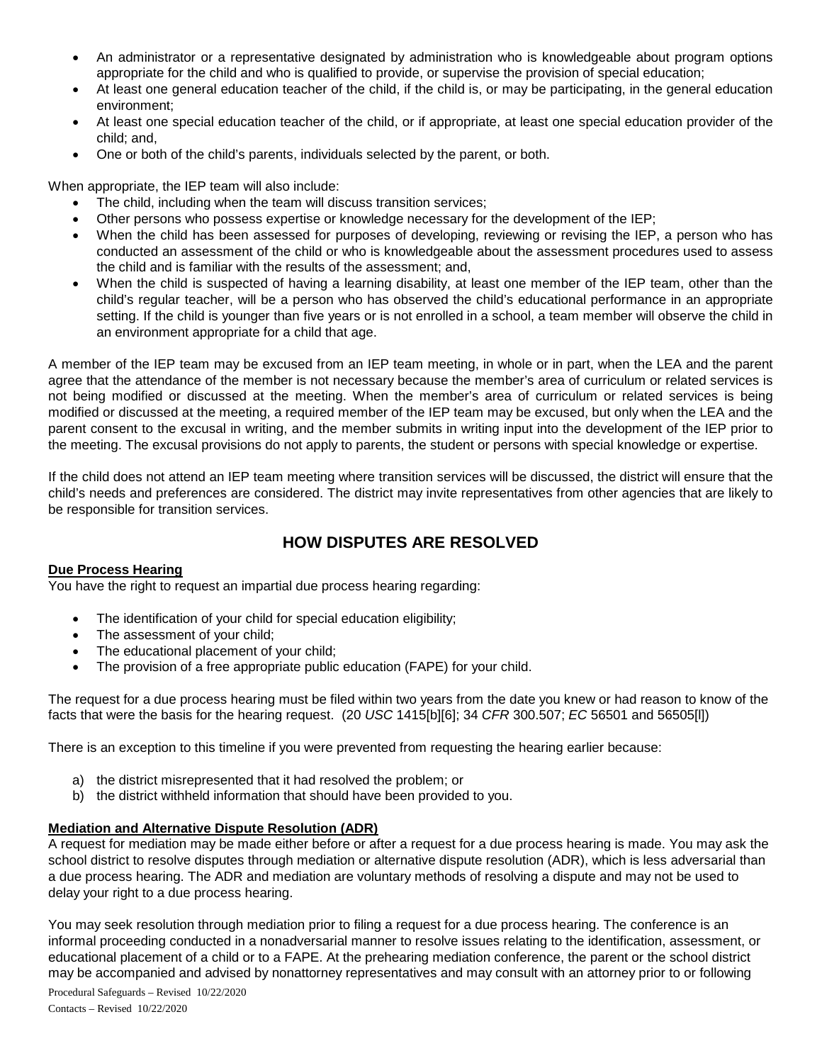- An administrator or a representative designated by administration who is knowledgeable about program options appropriate for the child and who is qualified to provide, or supervise the provision of special education;
- At least one general education teacher of the child, if the child is, or may be participating, in the general education environment;
- At least one special education teacher of the child, or if appropriate, at least one special education provider of the child; and,
- One or both of the child's parents, individuals selected by the parent, or both.

When appropriate, the IEP team will also include:

- The child, including when the team will discuss transition services;
- Other persons who possess expertise or knowledge necessary for the development of the IEP;
- When the child has been assessed for purposes of developing, reviewing or revising the IEP, a person who has conducted an assessment of the child or who is knowledgeable about the assessment procedures used to assess the child and is familiar with the results of the assessment; and,
- When the child is suspected of having a learning disability, at least one member of the IEP team, other than the child's regular teacher, will be a person who has observed the child's educational performance in an appropriate setting. If the child is younger than five years or is not enrolled in a school, a team member will observe the child in an environment appropriate for a child that age.

A member of the IEP team may be excused from an IEP team meeting, in whole or in part, when the LEA and the parent agree that the attendance of the member is not necessary because the member's area of curriculum or related services is not being modified or discussed at the meeting. When the member's area of curriculum or related services is being modified or discussed at the meeting, a required member of the IEP team may be excused, but only when the LEA and the parent consent to the excusal in writing, and the member submits in writing input into the development of the IEP prior to the meeting. The excusal provisions do not apply to parents, the student or persons with special knowledge or expertise.

If the child does not attend an IEP team meeting where transition services will be discussed, the district will ensure that the child's needs and preferences are considered. The district may invite representatives from other agencies that are likely to be responsible for transition services.

## HOW DISPUTES ARE RESOLVED

**Due Process Hearing**

You have the right to request an impartial due process hearing regarding:

- The identification of your child for special education eligibility;
- The assessment of your child;
- The educational placement of your child;
- The provision of a free appropriate public education (FAPE) for your child.

The request for a due process hearing must be filed within two years from the date you knew or had reason to know of the facts that were the basis for the hearing request. (20 *USC* 1415[b][6]; 34 *CFR* 300.507; *EC* 56501 and 56505[l])

There is an exception to this timeline if you were prevented from requesting the hearing earlier because:

a) the district misrepresented that it had resolved the problem; or
b) the district withheld information that should have been provided to you.

**Mediation and Alternative Dispute Resolution (ADR)**

A request for mediation may be made either before or after a request for a due process hearing is made. You may ask the school district to resolve disputes through mediation or alternative dispute resolution (ADR), which is less adversarial than a due process hearing. The ADR and mediation are voluntary methods of resolving a dispute and may not be used to delay your right to a due process hearing.

You may seek resolution through mediation prior to filing a request for a due process hearing. The conference is an informal proceeding conducted in a nonadversarial manner to resolve issues relating to the identification, assessment, or educational placement of a child or to a FAPE. At the prehearing mediation conference, the parent or the school district may be accompanied and advised by nonattorney representatives and may consult with an attorney prior to or following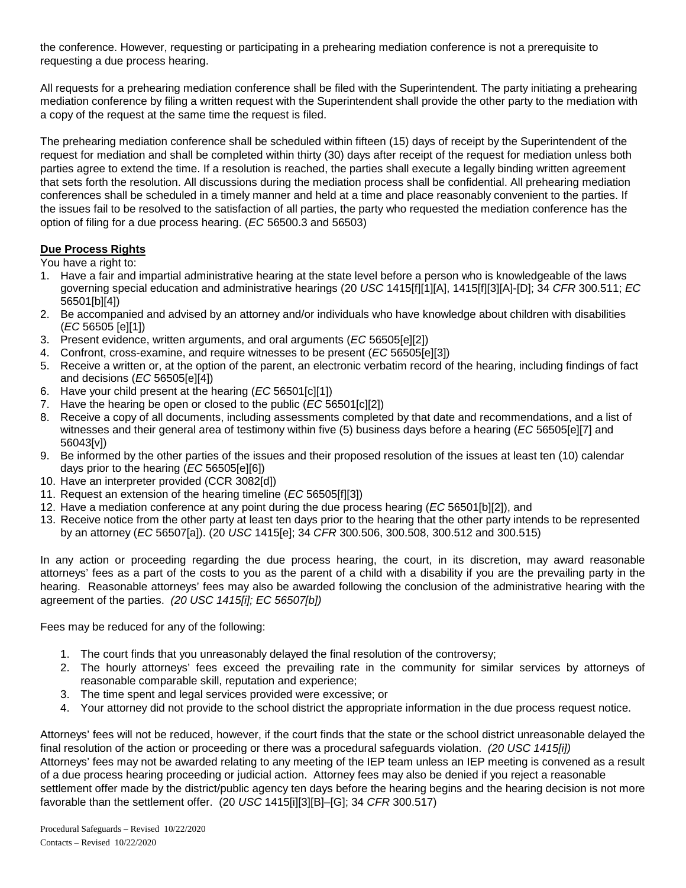the conference. However, requesting or participating in a prehearing mediation conference is not a prerequisite to requesting a due process hearing.

All requests for a prehearing mediation conference shall be filed with the Superintendent. The party initiating a prehearing mediation conference by filing a written request with the Superintendent shall provide the other party to the mediation with a copy of the request at the same time the request is filed.

The prehearing mediation conference shall be scheduled within fifteen (15) days of receipt by the Superintendent of the request for mediation and shall be completed within thirty (30) days after receipt of the request for mediation unless both parties agree to extend the time. If a resolution is reached, the parties shall execute a legally binding written agreement that sets forth the resolution. All discussions during the mediation process shall be confidential. All prehearing mediation conferences shall be scheduled in a timely manner and held at a time and place reasonably convenient to the parties. If the issues fail to be resolved to the satisfaction of all parties, the party who requested the mediation conference has the option of filing for a due process hearing. (*EC* 56500.3 and 56503)

**Due Process Rights**

You have a right to:

1. Have a fair and impartial administrative hearing at the state level before a person who is knowledgeable of the laws governing special education and administrative hearings (20 *USC* 1415[f][1][A], 1415[f][3][A]-[D]; 34 *CFR* 300.511; *EC* 56501[b][4])
2. Be accompanied and advised by an attorney and/or individuals who have knowledge about children with disabilities (*EC* 56505 [e][1])
3. Present evidence, written arguments, and oral arguments (*EC* 56505[e][2])
4. Confront, cross-examine, and require witnesses to be present (*EC* 56505[e][3])
5. Receive a written or, at the option of the parent, an electronic verbatim record of the hearing, including findings of fact and decisions (*EC* 56505[e][4])
6. Have your child present at the hearing (*EC* 56501[c][1])
7. Have the hearing be open or closed to the public (*EC* 56501[c][2])
8. Receive a copy of all documents, including assessments completed by that date and recommendations, and a list of witnesses and their general area of testimony within five (5) business days before a hearing (*EC* 56505[e][7] and 56043[v])
9. Be informed by the other parties of the issues and their proposed resolution of the issues at least ten (10) calendar days prior to the hearing (*EC* 56505[e][6])
10. Have an interpreter provided (CCR 3082[d])
11. Request an extension of the hearing timeline (*EC* 56505[f][3])
12. Have a mediation conference at any point during the due process hearing (*EC* 56501[b][2]), and
13. Receive notice from the other party at least ten days prior to the hearing that the other party intends to be represented by an attorney (*EC* 56507[a]). (20 *USC* 1415[e]; 34 *CFR* 300.506, 300.508, 300.512 and 300.515)

In any action or proceeding regarding the due process hearing, the court, in its discretion, may award reasonable attorneys' fees as a part of the costs to you as the parent of a child with a disability if you are the prevailing party in the hearing. Reasonable attorneys' fees may also be awarded following the conclusion of the administrative hearing with the agreement of the parties. *(20 USC 1415[i]; EC 56507[b])*

Fees may be reduced for any of the following:

1. The court finds that you unreasonably delayed the final resolution of the controversy;
2. The hourly attorneys' fees exceed the prevailing rate in the community for similar services by attorneys of reasonable comparable skill, reputation and experience;
3. The time spent and legal services provided were excessive; or
4. Your attorney did not provide to the school district the appropriate information in the due process request notice.

Attorneys' fees will not be reduced, however, if the court finds that the state or the school district unreasonable delayed the final resolution of the action or proceeding or there was a procedural safeguards violation. *(20 USC 1415[i])*
Attorneys' fees may not be awarded relating to any meeting of the IEP team unless an IEP meeting is convened as a result of a due process hearing proceeding or judicial action. Attorney fees may also be denied if you reject a reasonable settlement offer made by the district/public agency ten days before the hearing begins and the hearing decision is not more favorable than the settlement offer. (20 *USC* 1415[i][3][B]–[G]; 34 *CFR* 300.517)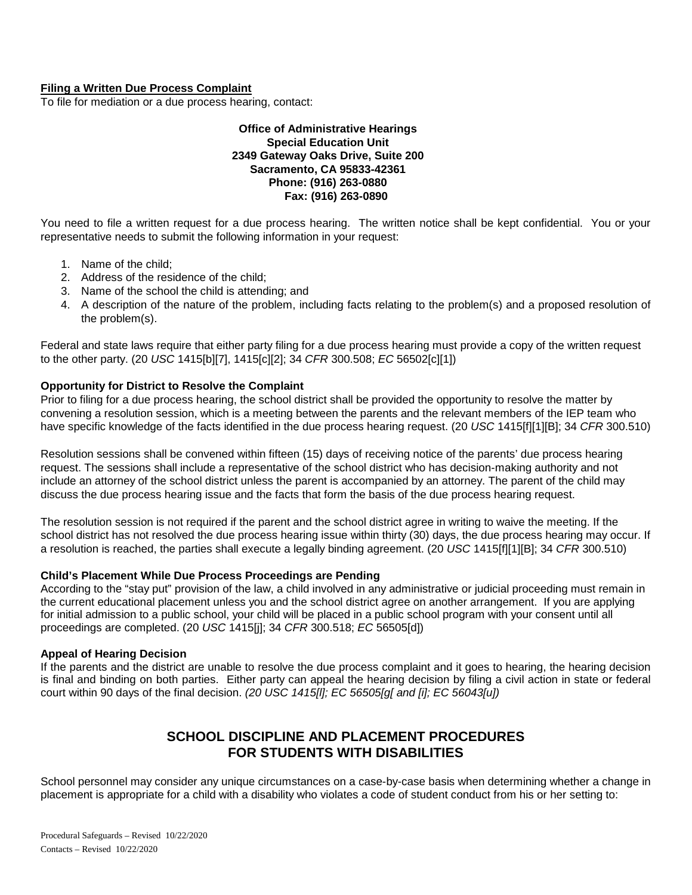**Filing a Written Due Process Complaint**

To file for mediation or a due process hearing, contact:

**Office of Administrative Hearings**
**Special Education Unit**
**2349 Gateway Oaks Drive, Suite 200**
**Sacramento, CA 95833-42361**
**Phone: (916) 263-0880**
**Fax: (916) 263-0890**

You need to file a written request for a due process hearing. The written notice shall be kept confidential. You or your representative needs to submit the following information in your request:

1. Name of the child;
2. Address of the residence of the child;
3. Name of the school the child is attending; and
4. A description of the nature of the problem, including facts relating to the problem(s) and a proposed resolution of the problem(s).

Federal and state laws require that either party filing for a due process hearing must provide a copy of the written request to the other party. (20 *USC* 1415[b][7], 1415[c][2]; 34 *CFR* 300.508; *EC* 56502[c][1])

**Opportunity for District to Resolve the Complaint**

Prior to filing for a due process hearing, the school district shall be provided the opportunity to resolve the matter by convening a resolution session, which is a meeting between the parents and the relevant members of the IEP team who have specific knowledge of the facts identified in the due process hearing request. (20 *USC* 1415[f][1][B]; 34 *CFR* 300.510)

Resolution sessions shall be convened within fifteen (15) days of receiving notice of the parents' due process hearing request. The sessions shall include a representative of the school district who has decision-making authority and not include an attorney of the school district unless the parent is accompanied by an attorney. The parent of the child may discuss the due process hearing issue and the facts that form the basis of the due process hearing request.

The resolution session is not required if the parent and the school district agree in writing to waive the meeting. If the school district has not resolved the due process hearing issue within thirty (30) days, the due process hearing may occur. If a resolution is reached, the parties shall execute a legally binding agreement. (20 *USC* 1415[f][1][B]; 34 *CFR* 300.510)

**Child's Placement While Due Process Proceedings are Pending**

According to the "stay put" provision of the law, a child involved in any administrative or judicial proceeding must remain in the current educational placement unless you and the school district agree on another arrangement. If you are applying for initial admission to a public school, your child will be placed in a public school program with your consent until all proceedings are completed. (20 *USC* 1415[j]; 34 *CFR* 300.518; *EC* 56505[d])

**Appeal of Hearing Decision**

If the parents and the district are unable to resolve the due process complaint and it goes to hearing, the hearing decision is final and binding on both parties. Either party can appeal the hearing decision by filing a civil action in state or federal court within 90 days of the final decision. *(20 USC 1415[l]; EC 56505[g[ and [i]; EC 56043[u])*

## SCHOOL DISCIPLINE AND PLACEMENT PROCEDURES FOR STUDENTS WITH DISABILITIES

School personnel may consider any unique circumstances on a case-by-case basis when determining whether a change in placement is appropriate for a child with a disability who violates a code of student conduct from his or her setting to: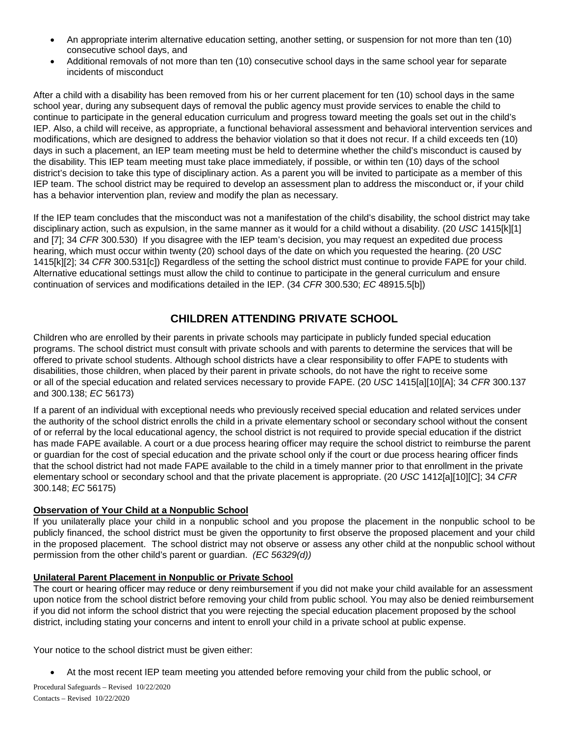- An appropriate interim alternative education setting, another setting, or suspension for not more than ten (10) consecutive school days, and
- Additional removals of not more than ten (10) consecutive school days in the same school year for separate incidents of misconduct

After a child with a disability has been removed from his or her current placement for ten (10) school days in the same school year, during any subsequent days of removal the public agency must provide services to enable the child to continue to participate in the general education curriculum and progress toward meeting the goals set out in the child's IEP. Also, a child will receive, as appropriate, a functional behavioral assessment and behavioral intervention services and modifications, which are designed to address the behavior violation so that it does not recur. If a child exceeds ten (10) days in such a placement, an IEP team meeting must be held to determine whether the child's misconduct is caused by the disability. This IEP team meeting must take place immediately, if possible, or within ten (10) days of the school district's decision to take this type of disciplinary action. As a parent you will be invited to participate as a member of this IEP team. The school district may be required to develop an assessment plan to address the misconduct or, if your child has a behavior intervention plan, review and modify the plan as necessary.

If the IEP team concludes that the misconduct was not a manifestation of the child's disability, the school district may take disciplinary action, such as expulsion, in the same manner as it would for a child without a disability. (20 *USC* 1415[k][1] and [7]; 34 *CFR* 300.530) If you disagree with the IEP team's decision, you may request an expedited due process hearing, which must occur within twenty (20) school days of the date on which you requested the hearing. (20 *USC* 1415[k][2]; 34 *CFR* 300.531[c]) Regardless of the setting the school district must continue to provide FAPE for your child. Alternative educational settings must allow the child to continue to participate in the general curriculum and ensure continuation of services and modifications detailed in the IEP. (34 *CFR* 300.530; *EC* 48915.5[b])

## CHILDREN ATTENDING PRIVATE SCHOOL

Children who are enrolled by their parents in private schools may participate in publicly funded special education programs. The school district must consult with private schools and with parents to determine the services that will be offered to private school students. Although school districts have a clear responsibility to offer FAPE to students with disabilities, those children, when placed by their parent in private schools, do not have the right to receive some or all of the special education and related services necessary to provide FAPE. (20 *USC* 1415[a][10][A]; 34 *CFR* 300.137 and 300.138; *EC* 56173)

If a parent of an individual with exceptional needs who previously received special education and related services under the authority of the school district enrolls the child in a private elementary school or secondary school without the consent of or referral by the local educational agency, the school district is not required to provide special education if the district has made FAPE available. A court or a due process hearing officer may require the school district to reimburse the parent or guardian for the cost of special education and the private school only if the court or due process hearing officer finds that the school district had not made FAPE available to the child in a timely manner prior to that enrollment in the private elementary school or secondary school and that the private placement is appropriate. (20 *USC* 1412[a][10][C]; 34 *CFR* 300.148; *EC* 56175)

**Observation of Your Child at a Nonpublic School**

If you unilaterally place your child in a nonpublic school and you propose the placement in the nonpublic school to be publicly financed, the school district must be given the opportunity to first observe the proposed placement and your child in the proposed placement. The school district may not observe or assess any other child at the nonpublic school without permission from the other child's parent or guardian. *(EC 56329(d))*

**Unilateral Parent Placement in Nonpublic or Private School**

The court or hearing officer may reduce or deny reimbursement if you did not make your child available for an assessment upon notice from the school district before removing your child from public school. You may also be denied reimbursement if you did not inform the school district that you were rejecting the special education placement proposed by the school district, including stating your concerns and intent to enroll your child in a private school at public expense.

Your notice to the school district must be given either:

- At the most recent IEP team meeting you attended before removing your child from the public school, or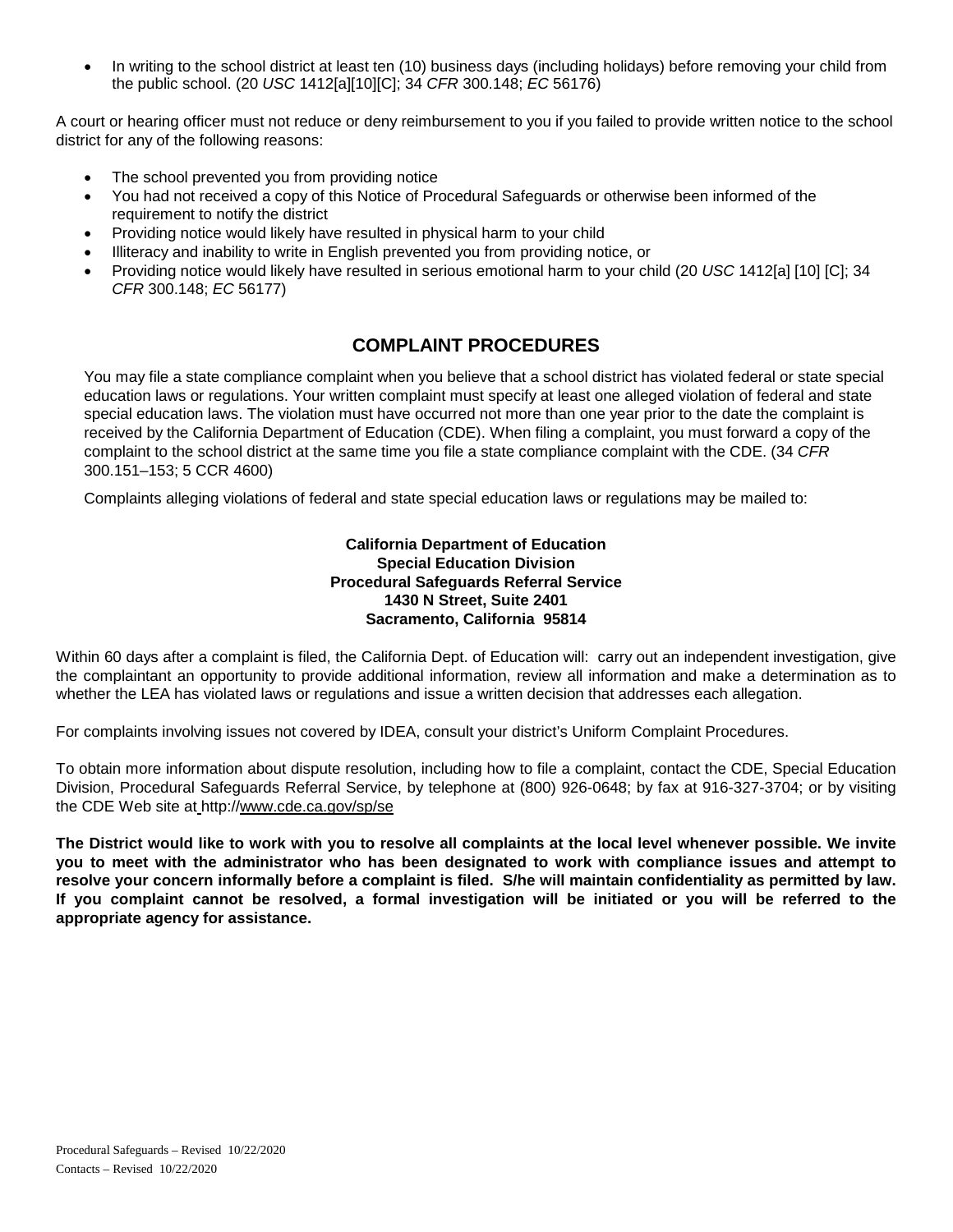- In writing to the school district at least ten (10) business days (including holidays) before removing your child from the public school. (20 *USC* 1412[a][10][C]; 34 *CFR* 300.148; *EC* 56176)

A court or hearing officer must not reduce or deny reimbursement to you if you failed to provide written notice to the school district for any of the following reasons:

- The school prevented you from providing notice
- You had not received a copy of this Notice of Procedural Safeguards or otherwise been informed of the requirement to notify the district
- Providing notice would likely have resulted in physical harm to your child
- Illiteracy and inability to write in English prevented you from providing notice, or
- Providing notice would likely have resulted in serious emotional harm to your child (20 *USC* 1412[a] [10] [C]; 34 *CFR* 300.148; *EC* 56177)

## COMPLAINT PROCEDURES

You may file a state compliance complaint when you believe that a school district has violated federal or state special education laws or regulations. Your written complaint must specify at least one alleged violation of federal and state special education laws. The violation must have occurred not more than one year prior to the date the complaint is received by the California Department of Education (CDE). When filing a complaint, you must forward a copy of the complaint to the school district at the same time you file a state compliance complaint with the CDE. (34 *CFR* 300.151–153; 5 CCR 4600)

Complaints alleging violations of federal and state special education laws or regulations may be mailed to:

**California Department of Education**
**Special Education Division**
**Procedural Safeguards Referral Service**
**1430 N Street, Suite 2401**
**Sacramento, California 95814**

Within 60 days after a complaint is filed, the California Dept. of Education will: carry out an independent investigation, give the complaintant an opportunity to provide additional information, review all information and make a determination as to whether the LEA has violated laws or regulations and issue a written decision that addresses each allegation.

For complaints involving issues not covered by IDEA, consult your district's Uniform Complaint Procedures.

To obtain more information about dispute resolution, including how to file a complaint, contact the CDE, Special Education Division, Procedural Safeguards Referral Service, by telephone at (800) 926-0648; by fax at 916-327-3704; or by visiting the CDE Web site at http://www.cde.ca.gov/sp/se

**The District would like to work with you to resolve all complaints at the local level whenever possible. We invite you to meet with the administrator who has been designated to work with compliance issues and attempt to resolve your concern informally before a complaint is filed. S/he will maintain confidentiality as permitted by law. If you complaint cannot be resolved, a formal investigation will be initiated or you will be referred to the appropriate agency for assistance.**

Procedural Safeguards – Revised 10/22/2020
Contacts – Revised 10/22/2020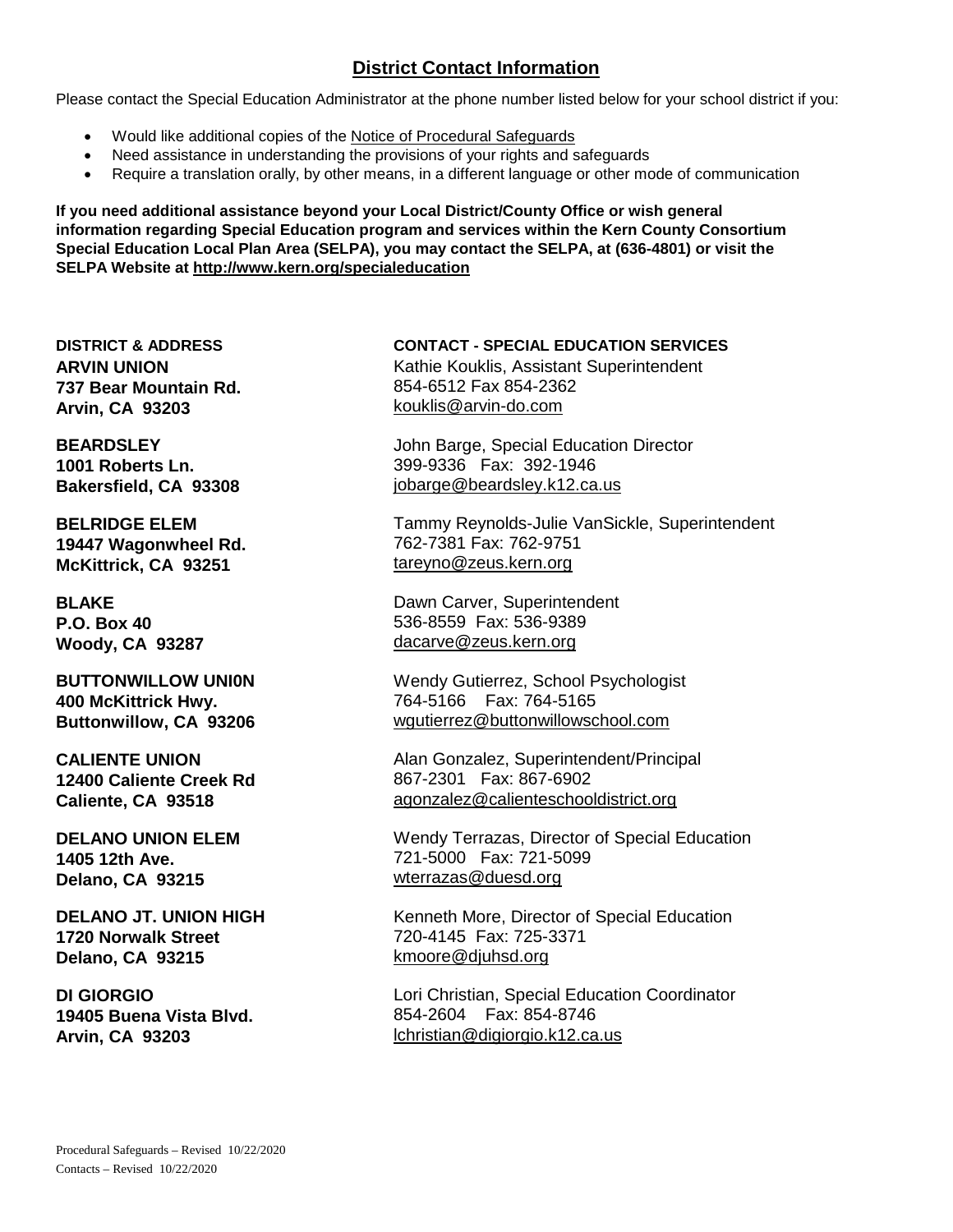## District Contact Information

Please contact the Special Education Administrator at the phone number listed below for your school district if you:

- Would like additional copies of the Notice of Procedural Safeguards
- Need assistance in understanding the provisions of your rights and safeguards
- Require a translation orally, by other means, in a different language or other mode of communication

**If you need additional assistance beyond your Local District/County Office or wish general information regarding Special Education program and services within the Kern County Consortium Special Education Local Plan Area (SELPA), you may contact the SELPA, at (636-4801) or visit the SELPA Website at http://www.kern.org/specialeducation**

| DISTRICT & ADDRESS | CONTACT - SPECIAL EDUCATION SERVICES |
|---|---|
| **ARVIN UNION**<br>**737 Bear Mountain Rd.**<br>**Arvin, CA 93203** | Kathie Kouklis, Assistant Superintendent<br>854-6512 Fax 854-2362<br>kouklis@arvin-do.com |
| **BEARDSLEY**<br>**1001 Roberts Ln.**<br>**Bakersfield, CA 93308** | John Barge, Special Education Director<br>399-9336 Fax: 392-1946<br>jobarge@beardsley.k12.ca.us |
| **BELRIDGE ELEM**<br>**19447 Wagonwheel Rd.**<br>**McKittrick, CA 93251** | Tammy Reynolds-Julie VanSickle, Superintendent<br>762-7381 Fax: 762-9751<br>tareyno@zeus.kern.org |
| **BLAKE**<br>**P.O. Box 40**<br>**Woody, CA 93287** | Dawn Carver, Superintendent<br>536-8559 Fax: 536-9389<br>dacarve@zeus.kern.org |
| **BUTTONWILLOW UNI0N**<br>**400 McKittrick Hwy.**<br>**Buttonwillow, CA 93206** | Wendy Gutierrez, School Psychologist<br>764-5166 Fax: 764-5165<br>wgutierrez@buttonwillowschool.com |
| **CALIENTE UNION**<br>**12400 Caliente Creek Rd**<br>**Caliente, CA 93518** | Alan Gonzalez, Superintendent/Principal<br>867-2301 Fax: 867-6902<br>agonzalez@calienteschooldistrict.org |
| **DELANO UNION ELEM**<br>**1405 12th Ave.**<br>**Delano, CA 93215** | Wendy Terrazas, Director of Special Education<br>721-5000 Fax: 721-5099<br>wterrazas@duesd.org |
| **DELANO JT. UNION HIGH**<br>**1720 Norwalk Street**<br>**Delano, CA 93215** | Kenneth More, Director of Special Education<br>720-4145 Fax: 725-3371<br>kmoore@djuhsd.org |
| **DI GIORGIO**<br>**19405 Buena Vista Blvd.**<br>**Arvin, CA 93203** | Lori Christian, Special Education Coordinator<br>854-2604 Fax: 854-8746<br>lchristian@digiorgio.k12.ca.us |

Procedural Safeguards – Revised 10/22/2020
Contacts – Revised 10/22/2020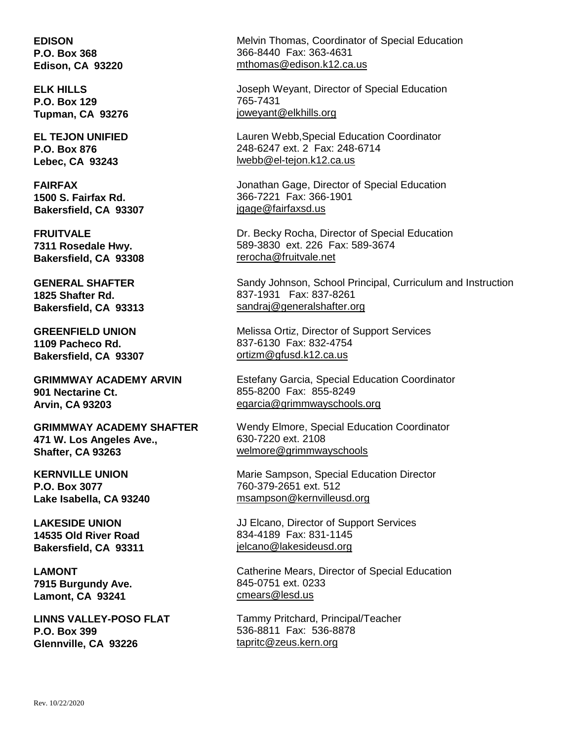**EDISON**
**P.O. Box 368**
**Edison, CA 93220**

Melvin Thomas, Coordinator of Special Education
366-8440 Fax: 363-4631
mthomas@edison.k12.ca.us

**ELK HILLS**
**P.O. Box 129**
**Tupman, CA 93276**

Joseph Weyant, Director of Special Education
765-7431
joweyant@elkhills.org

**EL TEJON UNIFIED**
**P.O. Box 876**
**Lebec, CA 93243**

Lauren Webb,Special Education Coordinator
248-6247 ext. 2 Fax: 248-6714
lwebb@el-tejon.k12.ca.us

**FAIRFAX**
**1500 S. Fairfax Rd.**
**Bakersfield, CA 93307**

Jonathan Gage, Director of Special Education
366-7221 Fax: 366-1901
jgage@fairfaxsd.us

**FRUITVALE**
**7311 Rosedale Hwy.**
**Bakersfield, CA 93308**

Dr. Becky Rocha, Director of Special Education
589-3830 ext. 226 Fax: 589-3674
rerocha@fruitvale.net

**GENERAL SHAFTER**
**1825 Shafter Rd.**
**Bakersfield, CA 93313**

Sandy Johnson, School Principal, Curriculum and Instruction
837-1931 Fax: 837-8261
sandraj@generalshafter.org

**GREENFIELD UNION**
**1109 Pacheco Rd.**
**Bakersfield, CA 93307**

Melissa Ortiz, Director of Support Services
837-6130 Fax: 832-4754
ortizm@gfusd.k12.ca.us

**GRIMMWAY ACADEMY ARVIN**
**901 Nectarine Ct.**
**Arvin, CA 93203**

Estefany Garcia, Special Education Coordinator
855-8200 Fax: 855-8249
egarcia@grimmwayschools.org

**GRIMMWAY ACADEMY SHAFTER**
**471 W. Los Angeles Ave.,**
**Shafter, CA 93263**

Wendy Elmore, Special Education Coordinator
630-7220 ext. 2108
welmore@grimmwayschools

**KERNVILLE UNION**
**P.O. Box 3077**
**Lake Isabella, CA 93240**

Marie Sampson, Special Education Director
760-379-2651 ext. 512
msampson@kernvilleusd.org

**LAKESIDE UNION**
**14535 Old River Road**
**Bakersfield, CA 93311**

JJ Elcano, Director of Support Services
834-4189 Fax: 831-1145
jelcano@lakesideusd.org

**LAMONT**
**7915 Burgundy Ave.**
**Lamont, CA 93241**

Catherine Mears, Director of Special Education
845-0751 ext. 0233
cmears@lesd.us

**LINNS VALLEY-POSO FLAT**
**P.O. Box 399**
**Glennville, CA 93226**

Tammy Pritchard, Principal/Teacher
536-8811 Fax: 536-8878
tapritc@zeus.kern.org

Rev. 10/22/2020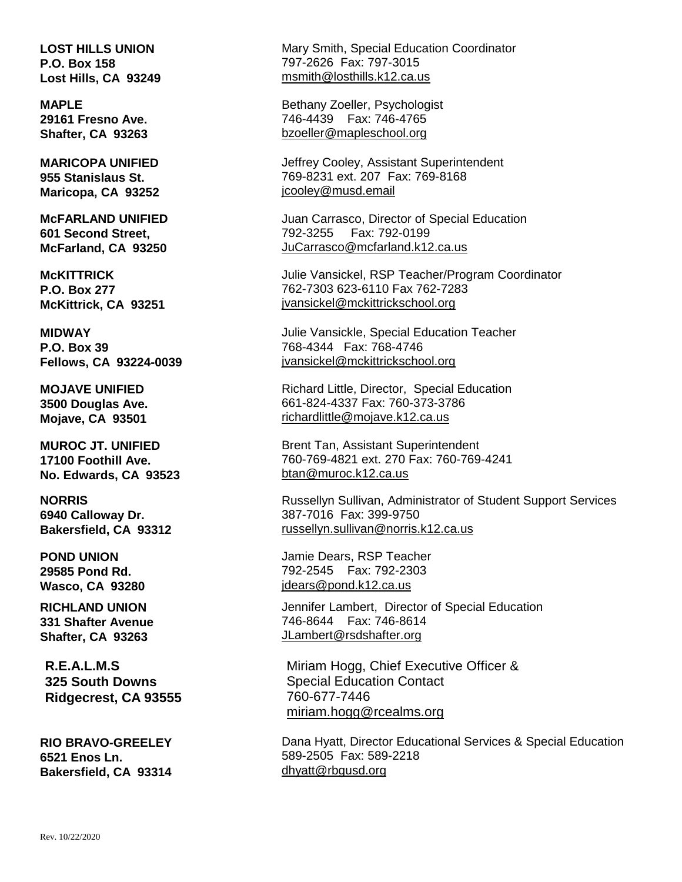**LOST HILLS UNION**
**P.O. Box 158**
**Lost Hills, CA 93249**

Mary Smith, Special Education Coordinator
797-2626 Fax: 797-3015
msmith@losthills.k12.ca.us

**MAPLE**
**29161 Fresno Ave.**
**Shafter, CA 93263**

Bethany Zoeller, Psychologist
746-4439 Fax: 746-4765
bzoeller@mapleschool.org

**MARICOPA UNIFIED**
**955 Stanislaus St.**
**Maricopa, CA 93252**

Jeffrey Cooley, Assistant Superintendent
769-8231 ext. 207 Fax: 769-8168
jcooley@musd.email

**McFARLAND UNIFIED**
**601 Second Street,**
**McFarland, CA 93250**

Juan Carrasco, Director of Special Education
792-3255 Fax: 792-0199
JuCarrasco@mcfarland.k12.ca.us

**McKITTRICK**
**P.O. Box 277**
**McKittrick, CA 93251**

Julie Vansickel, RSP Teacher/Program Coordinator
762-7303 623-6110 Fax 762-7283
jvansickel@mckittrickschool.org

**MIDWAY**
**P.O. Box 39**
**Fellows, CA 93224-0039**

Julie Vansickle, Special Education Teacher
768-4344 Fax: 768-4746
jvansickel@mckittrickschool.org

**MOJAVE UNIFIED**
**3500 Douglas Ave.**
**Mojave, CA 93501**

Richard Little, Director, Special Education
661-824-4337 Fax: 760-373-3786
richardlittle@mojave.k12.ca.us

**MUROC JT. UNIFIED**
**17100 Foothill Ave.**
**No. Edwards, CA 93523**

Brent Tan, Assistant Superintendent
760-769-4821 ext. 270 Fax: 760-769-4241
btan@muroc.k12.ca.us

**NORRIS**
**6940 Calloway Dr.**
**Bakersfield, CA 93312**

Russellyn Sullivan, Administrator of Student Support Services
387-7016 Fax: 399-9750
russellyn.sullivan@norris.k12.ca.us

**POND UNION**
**29585 Pond Rd.**
**Wasco, CA 93280**

Jamie Dears, RSP Teacher
792-2545 Fax: 792-2303
jdears@pond.k12.ca.us

**RICHLAND UNION**
**331 Shafter Avenue**
**Shafter, CA 93263**

Jennifer Lambert, Director of Special Education
746-8644 Fax: 746-8614
JLambert@rsdshafter.org

**R.E.A.L.M.S**
**325 South Downs**
**Ridgecrest, CA 93555**

Miriam Hogg, Chief Executive Officer & Special Education Contact
760-677-7446
miriam.hogg@rcealms.org

**RIO BRAVO-GREELEY**
**6521 Enos Ln.**
**Bakersfield, CA 93314**

Dana Hyatt, Director Educational Services & Special Education
589-2505 Fax: 589-2218
dhyatt@rbgusd.org

Rev. 10/22/2020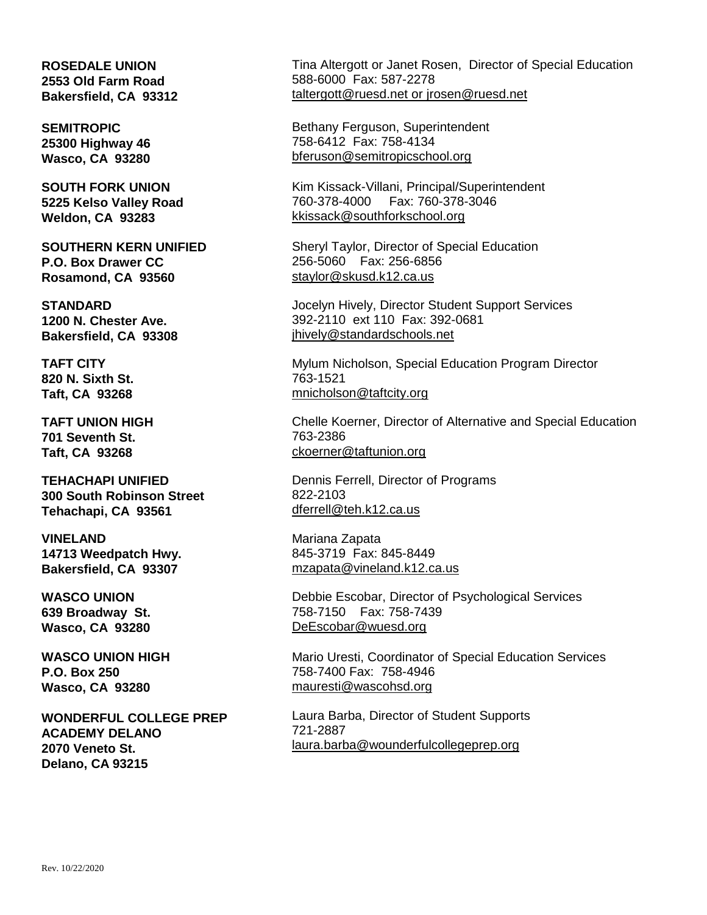**ROSEDALE UNION**
**2553 Old Farm Road**
**Bakersfield, CA 93312**

Tina Altergott or Janet Rosen, Director of Special Education
588-6000 Fax: 587-2278
taltergott@ruesd.net or jrosen@ruesd.net

**SEMITROPIC**
**25300 Highway 46**
**Wasco, CA 93280**

Bethany Ferguson, Superintendent
758-6412 Fax: 758-4134
bferuson@semitropicschool.org

**SOUTH FORK UNION**
**5225 Kelso Valley Road**
**Weldon, CA 93283**

Kim Kissack-Villani, Principal/Superintendent
760-378-4000 Fax: 760-378-3046
kkissack@southforkschool.org

**SOUTHERN KERN UNIFIED**
**P.O. Box Drawer CC**
**Rosamond, CA 93560**

Sheryl Taylor, Director of Special Education
256-5060 Fax: 256-6856
staylor@skusd.k12.ca.us

**STANDARD**
**1200 N. Chester Ave.**
**Bakersfield, CA 93308**

Jocelyn Hively, Director Student Support Services
392-2110 ext 110 Fax: 392-0681
jhively@standardschools.net

**TAFT CITY**
**820 N. Sixth St.**
**Taft, CA 93268**

Mylum Nicholson, Special Education Program Director
763-1521
mnicholson@taftcity.org

**TAFT UNION HIGH**
**701 Seventh St.**
**Taft, CA 93268**

Chelle Koerner, Director of Alternative and Special Education
763-2386
ckoerner@taftunion.org

**TEHACHAPI UNIFIED**
**300 South Robinson Street**
**Tehachapi, CA 93561**

Dennis Ferrell, Director of Programs
822-2103
dferrell@teh.k12.ca.us

**VINELAND**
**14713 Weedpatch Hwy.**
**Bakersfield, CA 93307**

Mariana Zapata
845-3719 Fax: 845-8449
mzapata@vineland.k12.ca.us

**WASCO UNION**
**639 Broadway St.**
**Wasco, CA 93280**

Debbie Escobar, Director of Psychological Services
758-7150 Fax: 758-7439
DeEscobar@wuesd.org

**WASCO UNION HIGH**
**P.O. Box 250**
**Wasco, CA 93280**

Mario Uresti, Coordinator of Special Education Services
758-7400 Fax: 758-4946
mauresti@wascohsd.org

**WONDERFUL COLLEGE PREP ACADEMY DELANO**
**2070 Veneto St.**
**Delano, CA 93215**

Laura Barba, Director of Student Supports
721-2887
laura.barba@wounderfulcollegeprep.org

Rev. 10/22/2020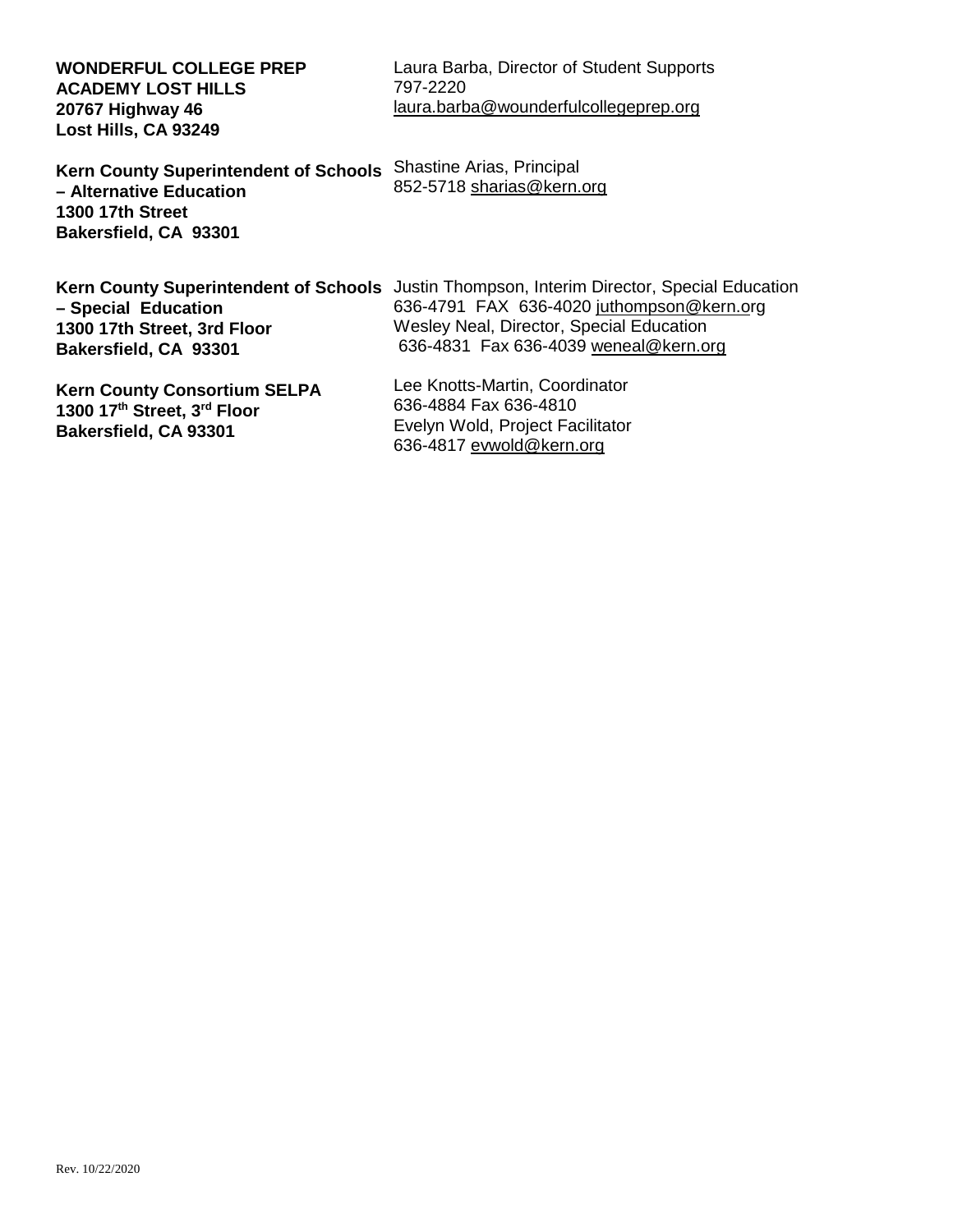| | |
|---|---|
| **WONDERFUL COLLEGE PREP ACADEMY LOST HILLS**<br>**20767 Highway 46**<br>**Lost Hills, CA 93249** | Laura Barba, Director of Student Supports<br>797-2220<br>laura.barba@wounderfulcollegeprep.org |
| **Kern County Superintendent of Schools – Alternative Education**<br>**1300 17th Street**<br>**Bakersfield, CA 93301** | Shastine Arias, Principal<br>852-5718 sharias@kern.org |
| **Kern County Superintendent of Schools – Special Education**<br>**1300 17th Street, 3rd Floor**<br>**Bakersfield, CA 93301** | Justin Thompson, Interim Director, Special Education<br>636-4791 FAX 636-4020 juthompson@kern.org<br>Wesley Neal, Director, Special Education<br>636-4831 Fax 636-4039 weneal@kern.org |
| **Kern County Consortium SELPA**<br>**1300 17th Street, 3rd Floor**<br>**Bakersfield, CA 93301** | Lee Knotts-Martin, Coordinator<br>636-4884 Fax 636-4810<br>Evelyn Wold, Project Facilitator<br>636-4817 evwold@kern.org |

Rev. 10/22/2020